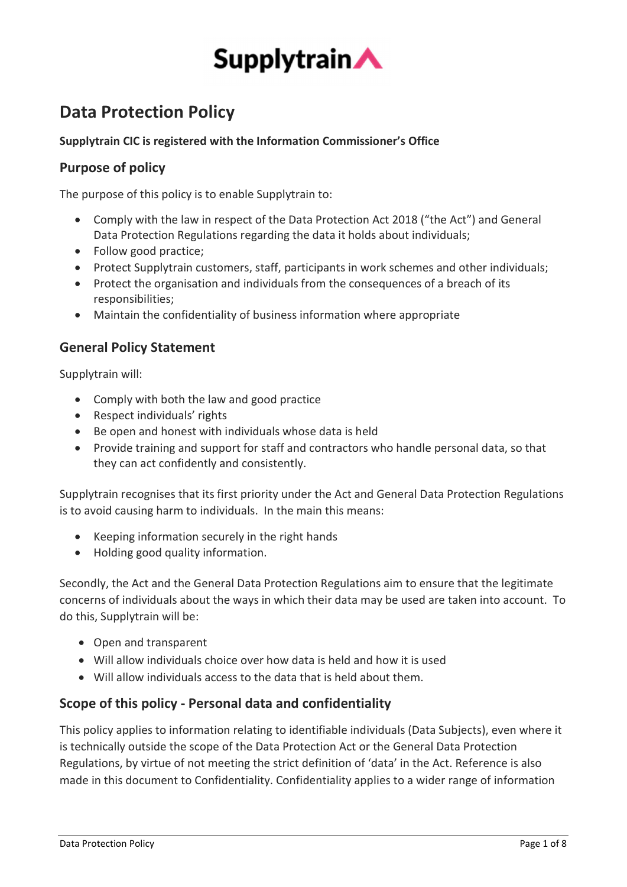# Supplytrain

# Data Protection Policy

**Supplytrain CIC is registered with the Information Commissioner's Office**

## Purpose of policy

The purpose of this policy is to enable Supplytrain to:

- Comply with the law in respect of the Data Protection Act 2018 ("the Act") and General Data Protection Regulations regarding the data it holds about individuals;
- Follow good practice;
- Protect Supplytrain customers, staff, participants in work schemes and other individuals;
- Protect the organisation and individuals from the consequences of a breach of its responsibilities;
- Maintain the confidentiality of business information where appropriate

## General Policy Statement

Supplytrain will:

- Comply with both the law and good practice
- Respect individuals' rights
- Be open and honest with individuals whose data is held
- Provide training and support for staff and contractors who handle personal data, so that they can act confidently and consistently.

Supplytrain recognises that its first priority under the Act and General Data Protection Regulations is to avoid causing harm to individuals. In the main this means:

- Keeping information securely in the right hands
- Holding good quality information.

Secondly, the Act and the General Data Protection Regulations aim to ensure that the legitimate concerns of individuals about the ways in which their data may be used are taken into account. To do this, Supplytrain will be:

- Open and transparent
- Will allow individuals choice over how data is held and how it is used
- Will allow individuals access to the data that is held about them.

## Scope of this policy - Personal data and confidentiality

This policy applies to information relating to identifiable individuals (Data Subjects), even where it is technically outside the scope of the Data Protection Act or the General Data Protection Regulations, by virtue of not meeting the strict definition of 'data' in the Act. Reference is also made in this document to Confidentiality. Confidentiality applies to a wider range of information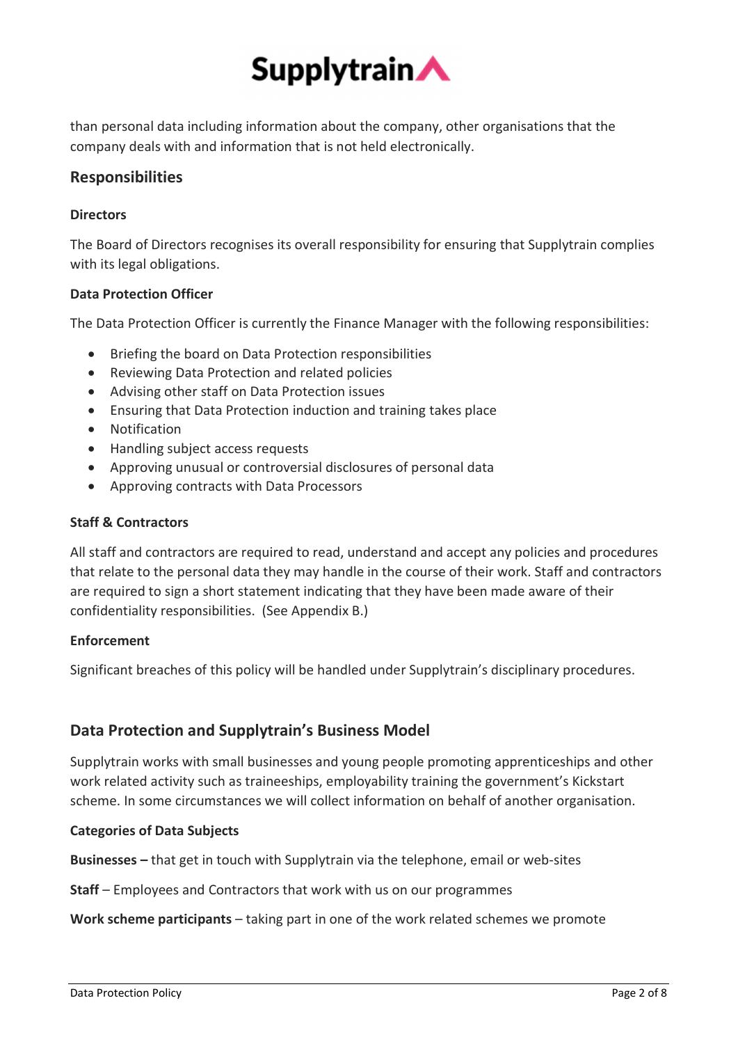than personal data including information about the company, other organisations that the company deals with and information that is not held electronically.

## Responsibilities

### Directors

The Board of Directors recognises its overall responsibility for ensuring that Supplytrain complies with its legal obligations.

### Data Protection Officer

The Data Protection Officer is currently the Finance Manager with the following responsibilities:

- Briefing the board on Data Protection responsibilities
- Reviewing Data Protection and related policies
- Advising other staff on Data Protection issues
- Ensuring that Data Protection induction and training takes place
- Notification
- Handling subject access requests
- Approving unusual or controversial disclosures of personal data
- Approving contracts with Data Processors

### Staff & Contractors

All staff and contractors are required to read, understand and accept any policies and procedures that relate to the personal data they may handle in the course of their work. Staff and contractors are required to sign a short statement indicating that they have been made aware of their confidentiality responsibilities. (See Appendix B.)

### Enforcement

Significant breaches of this policy will be handled under Supplytrain's disciplinary procedures.

## Data Protection and Supplytrain's Business Model

Supplytrain works with small businesses and young people promoting apprenticeships and other work related activity such as traineeships, employability training the government's Kickstart scheme. In some circumstances we will collect information on behalf of another organisation.

### Categories of Data Subjects

**Businesses –** that get in touch with Supplytrain via the telephone, email or web-sites

**Staff** – Employees and Contractors that work with us on our programmes

**Work scheme participants** – taking part in one of the work related schemes we promote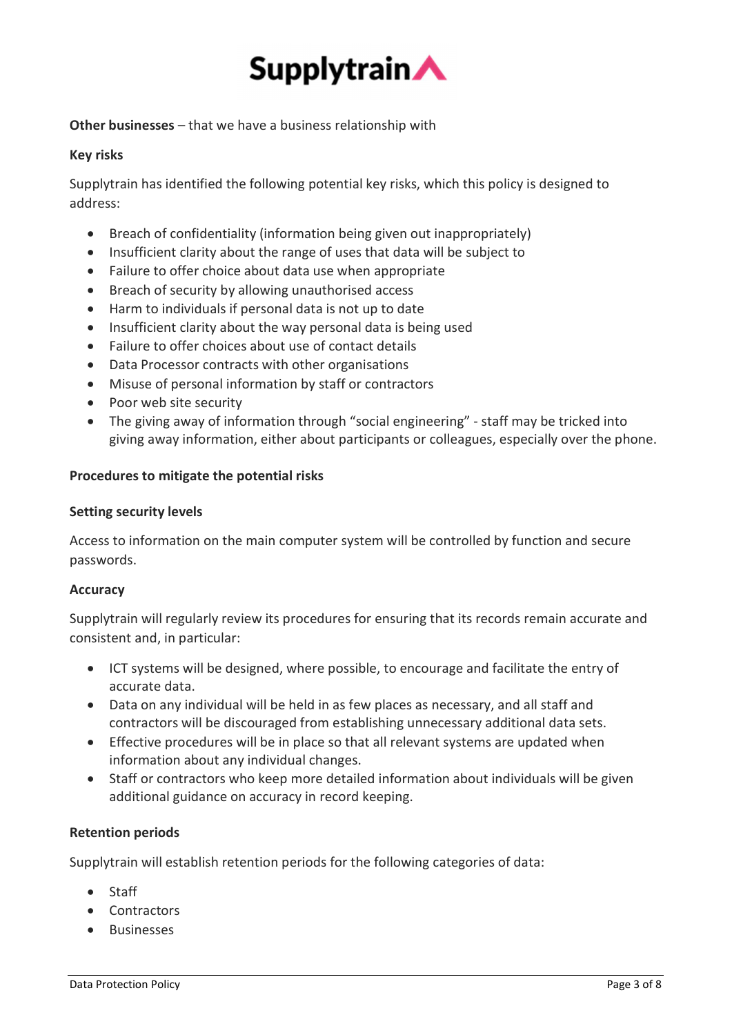**Other businesses** – that we have a business relationship with

**Key risks**

Supplytrain has identified the following potential key risks, which this policy is designed to address:

- Breach of confidentiality (information being given out inappropriately)
- Insufficient clarity about the range of uses that data will be subject to
- Failure to offer choice about data use when appropriate
- Breach of security by allowing unauthorised access
- Harm to individuals if personal data is not up to date
- Insufficient clarity about the way personal data is being used
- Failure to offer choices about use of contact details
- Data Processor contracts with other organisations
- Misuse of personal information by staff or contractors
- Poor web site security
- The giving away of information through "social engineering" - staff may be tricked into giving away information, either about participants or colleagues, especially over the phone.

**Procedures to mitigate the potential risks**

**Setting security levels**

Access to information on the main computer system will be controlled by function and secure passwords.

**Accuracy**

Supplytrain will regularly review its procedures for ensuring that its records remain accurate and consistent and, in particular:

- ICT systems will be designed, where possible, to encourage and facilitate the entry of accurate data.
- Data on any individual will be held in as few places as necessary, and all staff and contractors will be discouraged from establishing unnecessary additional data sets.
- Effective procedures will be in place so that all relevant systems are updated when information about any individual changes.
- Staff or contractors who keep more detailed information about individuals will be given additional guidance on accuracy in record keeping.

**Retention periods**

Supplytrain will establish retention periods for the following categories of data:

- Staff
- Contractors
- Businesses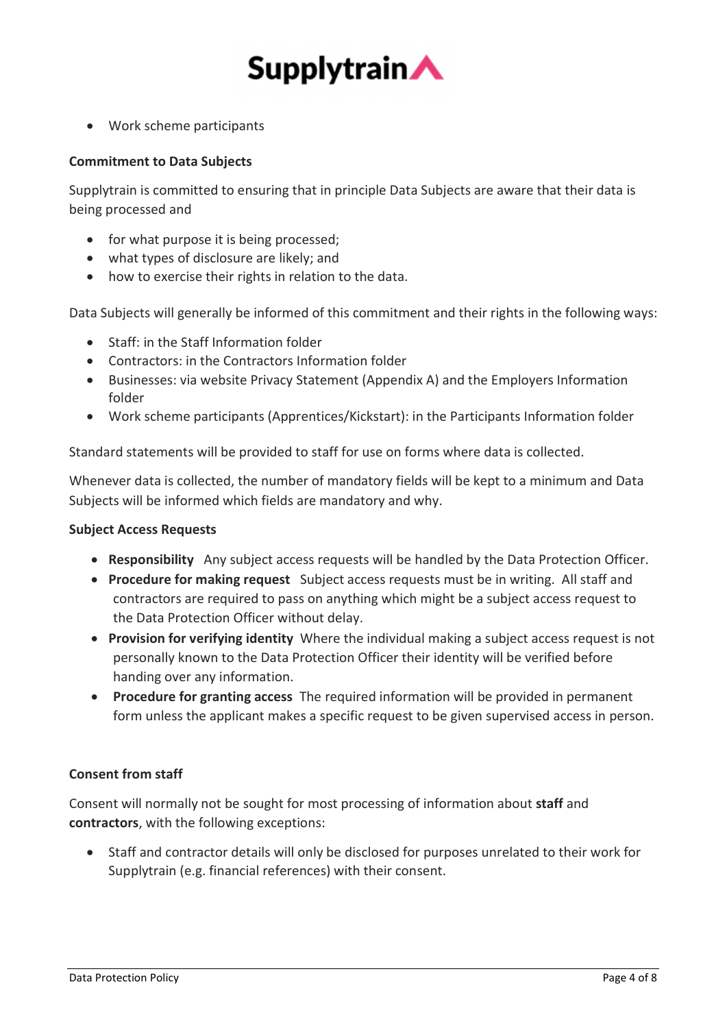- Work scheme participants

**Commitment to Data Subjects**

Supplytrain is committed to ensuring that in principle Data Subjects are aware that their data is being processed and

- for what purpose it is being processed;
- what types of disclosure are likely; and
- how to exercise their rights in relation to the data.

Data Subjects will generally be informed of this commitment and their rights in the following ways:

- Staff: in the Staff Information folder
- Contractors: in the Contractors Information folder
- Businesses: via website Privacy Statement (Appendix A) and the Employers Information folder
- Work scheme participants (Apprentices/Kickstart): in the Participants Information folder

Standard statements will be provided to staff for use on forms where data is collected.

Whenever data is collected, the number of mandatory fields will be kept to a minimum and Data Subjects will be informed which fields are mandatory and why.

**Subject Access Requests**

- **Responsibility** Any subject access requests will be handled by the Data Protection Officer.
- **Procedure for making request** Subject access requests must be in writing. All staff and contractors are required to pass on anything which might be a subject access request to the Data Protection Officer without delay.
- **Provision for verifying identity** Where the individual making a subject access request is not personally known to the Data Protection Officer their identity will be verified before handing over any information.
- **Procedure for granting access** The required information will be provided in permanent form unless the applicant makes a specific request to be given supervised access in person.

**Consent from staff**

Consent will normally not be sought for most processing of information about **staff** and **contractors**, with the following exceptions:

- Staff and contractor details will only be disclosed for purposes unrelated to their work for Supplytrain (e.g. financial references) with their consent.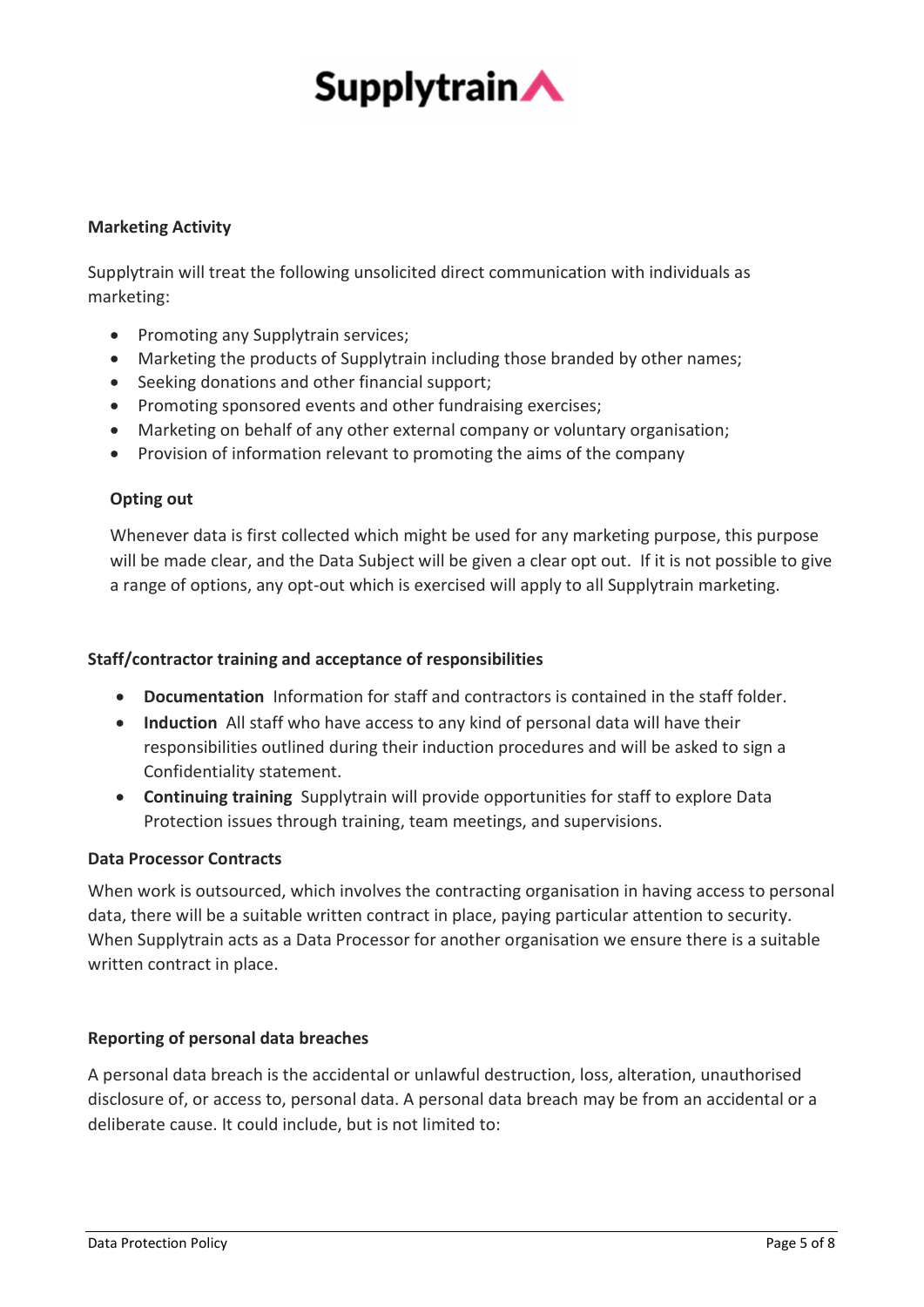## Marketing Activity

Supplytrain will treat the following unsolicited direct communication with individuals as marketing:

- Promoting any Supplytrain services;
- Marketing the products of Supplytrain including those branded by other names;
- Seeking donations and other financial support;
- Promoting sponsored events and other fundraising exercises;
- Marketing on behalf of any other external company or voluntary organisation;
- Provision of information relevant to promoting the aims of the company

### Opting out

Whenever data is first collected which might be used for any marketing purpose, this purpose will be made clear, and the Data Subject will be given a clear opt out. If it is not possible to give a range of options, any opt-out which is exercised will apply to all Supplytrain marketing.

## Staff/contractor training and acceptance of responsibilities

- **Documentation** Information for staff and contractors is contained in the staff folder.
- **Induction** All staff who have access to any kind of personal data will have their responsibilities outlined during their induction procedures and will be asked to sign a Confidentiality statement.
- **Continuing training** Supplytrain will provide opportunities for staff to explore Data Protection issues through training, team meetings, and supervisions.

## Data Processor Contracts

When work is outsourced, which involves the contracting organisation in having access to personal data, there will be a suitable written contract in place, paying particular attention to security. When Supplytrain acts as a Data Processor for another organisation we ensure there is a suitable written contract in place.

## Reporting of personal data breaches

A personal data breach is the accidental or unlawful destruction, loss, alteration, unauthorised disclosure of, or access to, personal data. A personal data breach may be from an accidental or a deliberate cause. It could include, but is not limited to: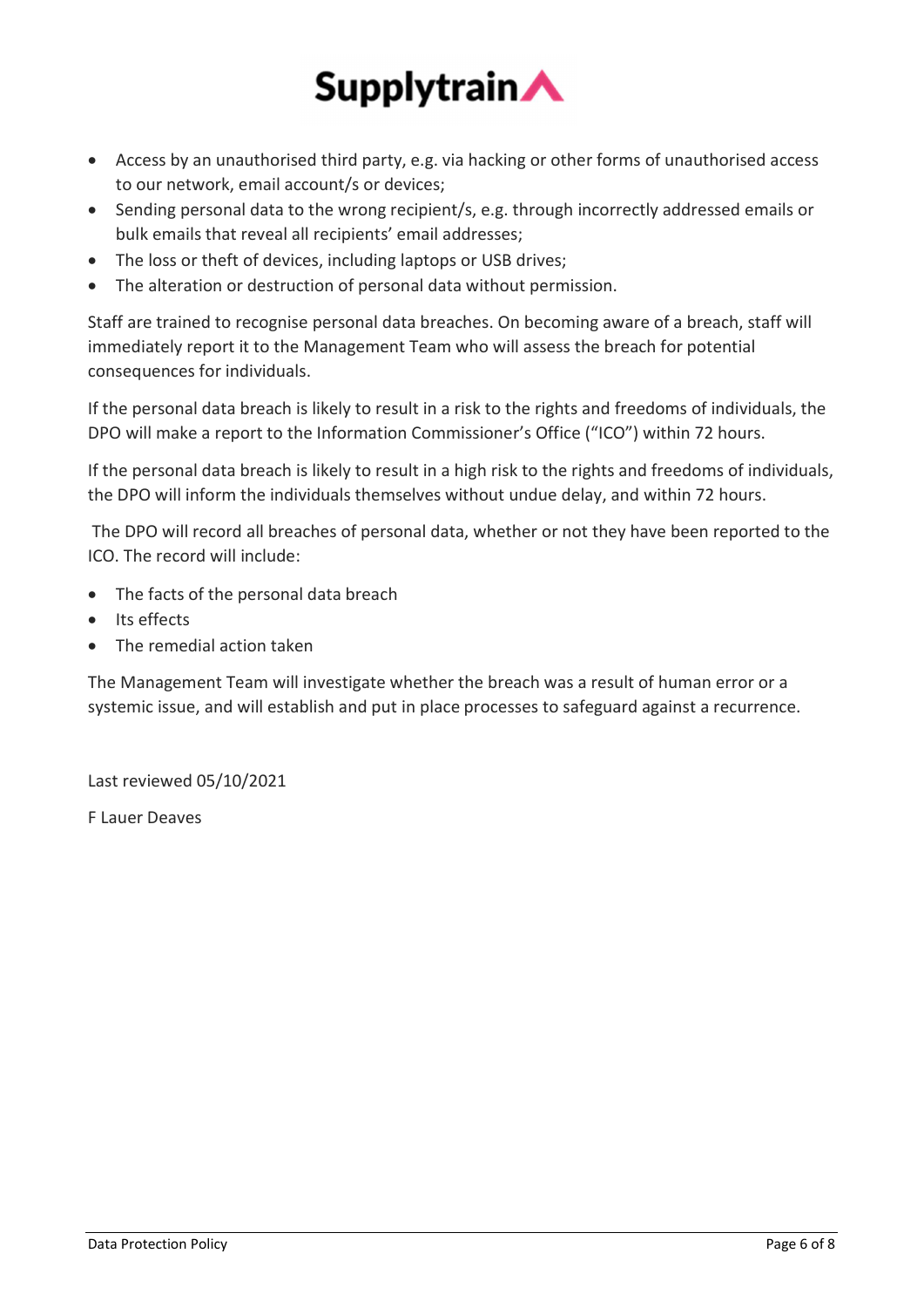- Access by an unauthorised third party, e.g. via hacking or other forms of unauthorised access to our network, email account/s or devices;
- Sending personal data to the wrong recipient/s, e.g. through incorrectly addressed emails or bulk emails that reveal all recipients' email addresses;
- The loss or theft of devices, including laptops or USB drives;
- The alteration or destruction of personal data without permission.

Staff are trained to recognise personal data breaches. On becoming aware of a breach, staff will immediately report it to the Management Team who will assess the breach for potential consequences for individuals.

If the personal data breach is likely to result in a risk to the rights and freedoms of individuals, the DPO will make a report to the Information Commissioner's Office ("ICO") within 72 hours.

If the personal data breach is likely to result in a high risk to the rights and freedoms of individuals, the DPO will inform the individuals themselves without undue delay, and within 72 hours.

The DPO will record all breaches of personal data, whether or not they have been reported to the ICO. The record will include:

- The facts of the personal data breach
- Its effects
- The remedial action taken

The Management Team will investigate whether the breach was a result of human error or a systemic issue, and will establish and put in place processes to safeguard against a recurrence.

Last reviewed 05/10/2021

F Lauer Deaves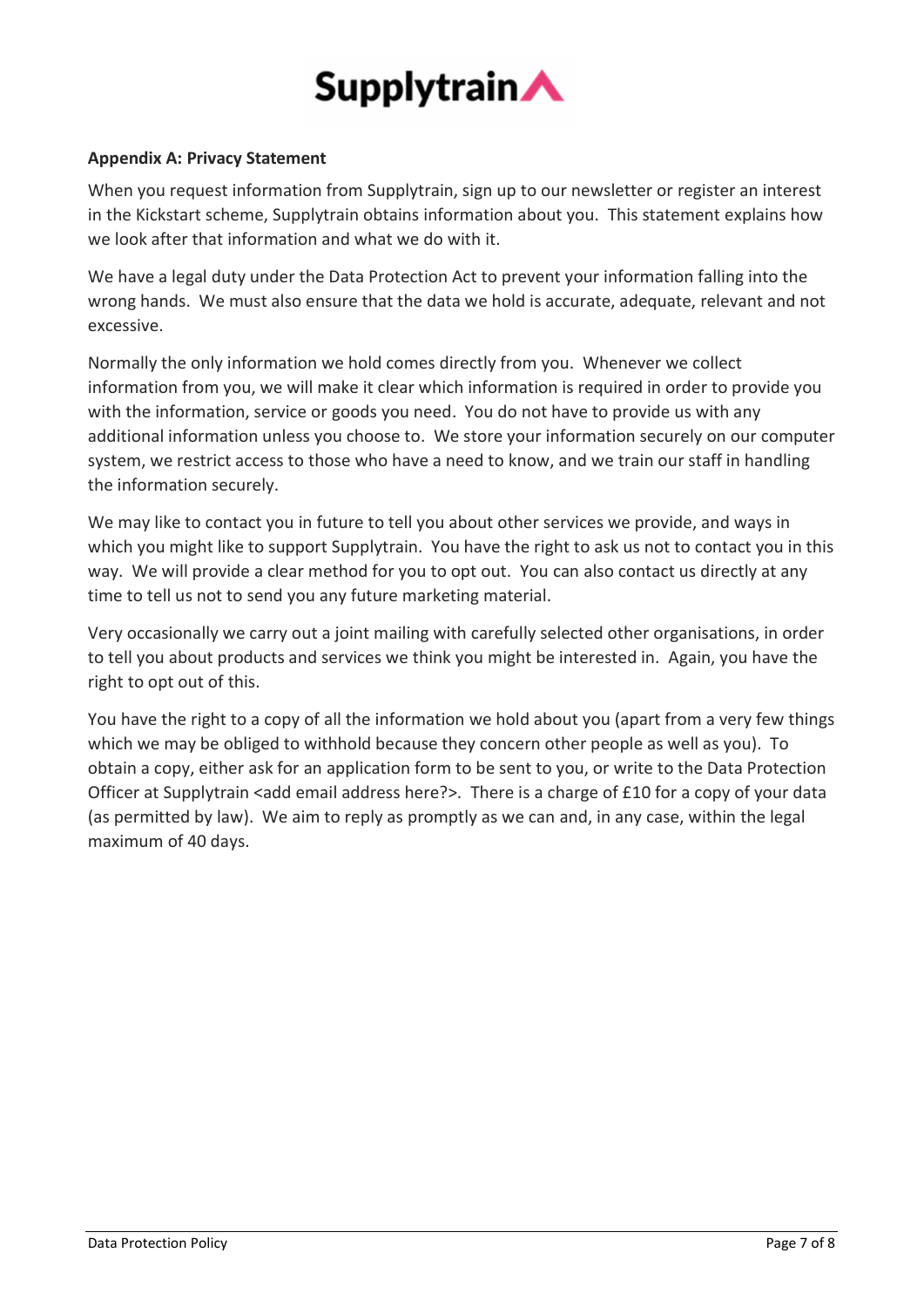### Appendix A: Privacy Statement

When you request information from Supplytrain, sign up to our newsletter or register an interest in the Kickstart scheme, Supplytrain obtains information about you. This statement explains how we look after that information and what we do with it.

We have a legal duty under the Data Protection Act to prevent your information falling into the wrong hands. We must also ensure that the data we hold is accurate, adequate, relevant and not excessive.

Normally the only information we hold comes directly from you. Whenever we collect information from you, we will make it clear which information is required in order to provide you with the information, service or goods you need. You do not have to provide us with any additional information unless you choose to. We store your information securely on our computer system, we restrict access to those who have a need to know, and we train our staff in handling the information securely.

We may like to contact you in future to tell you about other services we provide, and ways in which you might like to support Supplytrain. You have the right to ask us not to contact you in this way. We will provide a clear method for you to opt out. You can also contact us directly at any time to tell us not to send you any future marketing material.

Very occasionally we carry out a joint mailing with carefully selected other organisations, in order to tell you about products and services we think you might be interested in. Again, you have the right to opt out of this.

You have the right to a copy of all the information we hold about you (apart from a very few things which we may be obliged to withhold because they concern other people as well as you). To obtain a copy, either ask for an application form to be sent to you, or write to the Data Protection Officer at Supplytrain <add email address here?>. There is a charge of £10 for a copy of your data (as permitted by law). We aim to reply as promptly as we can and, in any case, within the legal maximum of 40 days.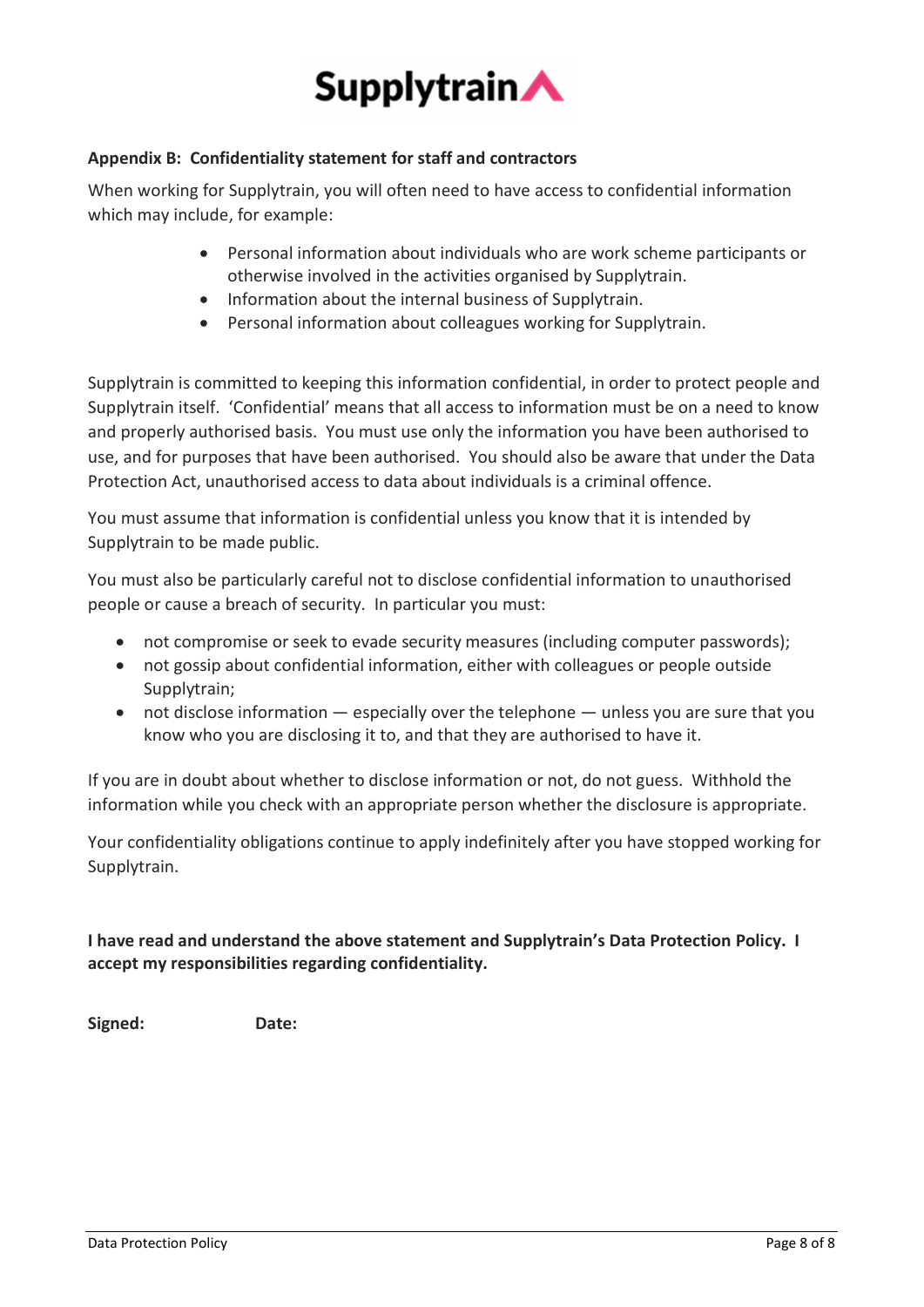**Supplytrain**

### Appendix B: Confidentiality statement for staff and contractors

When working for Supplytrain, you will often need to have access to confidential information which may include, for example:

- Personal information about individuals who are work scheme participants or otherwise involved in the activities organised by Supplytrain.
- Information about the internal business of Supplytrain.
- Personal information about colleagues working for Supplytrain.

Supplytrain is committed to keeping this information confidential, in order to protect people and Supplytrain itself. 'Confidential' means that all access to information must be on a need to know and properly authorised basis. You must use only the information you have been authorised to use, and for purposes that have been authorised. You should also be aware that under the Data Protection Act, unauthorised access to data about individuals is a criminal offence.

You must assume that information is confidential unless you know that it is intended by Supplytrain to be made public.

You must also be particularly careful not to disclose confidential information to unauthorised people or cause a breach of security. In particular you must:

- not compromise or seek to evade security measures (including computer passwords);
- not gossip about confidential information, either with colleagues or people outside Supplytrain;
- not disclose information — especially over the telephone — unless you are sure that you know who you are disclosing it to, and that they are authorised to have it.

If you are in doubt about whether to disclose information or not, do not guess. Withhold the information while you check with an appropriate person whether the disclosure is appropriate.

Your confidentiality obligations continue to apply indefinitely after you have stopped working for Supplytrain.

**I have read and understand the above statement and Supplytrain's Data Protection Policy. I accept my responsibilities regarding confidentiality.**

**Signed:** **Date:**